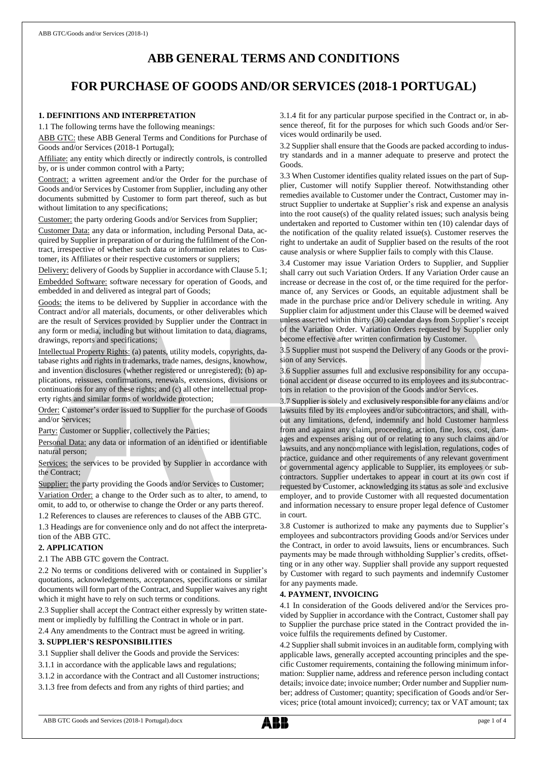# ABB GENERAL TERMS AND CONDITIONS

# FOR PURCHASE OF GOODS AND/OR SERVICES (2018-1 PORTUGAL)

### 1. DEFINITIONS AND INTERPRETATION

1.1 The following terms have the following meanings:

ABB GTC: these ABB General Terms and Conditions for Purchase of Goods and/or Services (2018-1 Portugal);

Affiliate: any entity which directly or indirectly controls, is controlled by, or is under common control with a Party;

Contract: a written agreement and/or the Order for the purchase of Goods and/or Services by Customer from Supplier, including any other documents submitted by Customer to form part thereof, such as but without limitation to any specifications;

Customer: the party ordering Goods and/or Services from Supplier;

Customer Data: any data or information, including Personal Data, acquired by Supplier in preparation of or during the fulfilment of the Contract, irrespective of whether such data or information relates to Customer, its Affiliates or their respective customers or suppliers;

Delivery: delivery of Goods by Supplier in accordance with Clause 5.1;

Embedded Software: software necessary for operation of Goods, and embedded in and delivered as integral part of Goods;

Goods: the items to be delivered by Supplier in accordance with the Contract and/or all materials, documents, or other deliverables which are the result of Services provided by Supplier under the Contract in any form or media, including but without limitation to data, diagrams, drawings, reports and specifications;

Intellectual Property Rights: (a) patents, utility models, copyrights, database rights and rights in trademarks, trade names, designs, knowhow, and invention disclosures (whether registered or unregistered); (b) applications, reissues, confirmations, renewals, extensions, divisions or continuations for any of these rights; and (c) all other intellectual property rights and similar forms of worldwide protection;

Order: Customer's order issued to Supplier for the purchase of Goods and/or Services;

Party: Customer or Supplier, collectively the Parties;

Personal Data: any data or information of an identified or identifiable natural person;

Services: the services to be provided by Supplier in accordance with the Contract;

Supplier: the party providing the Goods and/or Services to Customer;

Variation Order: a change to the Order such as to alter, to amend, to omit, to add to, or otherwise to change the Order or any parts thereof.

1.2 References to clauses are references to clauses of the ABB GTC.

1.3 Headings are for convenience only and do not affect the interpretation of the ABB GTC.

### 2. APPLICATION

2.1 The ABB GTC govern the Contract.

2.2 No terms or conditions delivered with or contained in Supplier's quotations, acknowledgements, acceptances, specifications or similar documents will form part of the Contract, and Supplier waives any right which it might have to rely on such terms or conditions.

2.3 Supplier shall accept the Contract either expressly by written statement or impliedly by fulfilling the Contract in whole or in part.

2.4 Any amendments to the Contract must be agreed in writing.

### 3. SUPPLIER'S RESPONSIBILITIES

3.1 Supplier shall deliver the Goods and provide the Services:

3.1.1 in accordance with the applicable laws and regulations;

3.1.2 in accordance with the Contract and all Customer instructions;

3.1.3 free from defects and from any rights of third parties; and

3.1.4 fit for any particular purpose specified in the Contract or, in absence thereof, fit for the purposes for which such Goods and/or Services would ordinarily be used.

3.2 Supplier shall ensure that the Goods are packed according to industry standards and in a manner adequate to preserve and protect the Goods.

3.3 When Customer identifies quality related issues on the part of Supplier, Customer will notify Supplier thereof. Notwithstanding other remedies available to Customer under the Contract, Customer may instruct Supplier to undertake at Supplier's risk and expense an analysis into the root cause(s) of the quality related issues; such analysis being undertaken and reported to Customer within ten (10) calendar days of the notification of the quality related issue(s). Customer reserves the right to undertake an audit of Supplier based on the results of the root cause analysis or where Supplier fails to comply with this Clause.

3.4 Customer may issue Variation Orders to Supplier, and Supplier shall carry out such Variation Orders. If any Variation Order cause an increase or decrease in the cost of, or the time required for the performance of, any Services or Goods, an equitable adjustment shall be made in the purchase price and/or Delivery schedule in writing. Any Supplier claim for adjustment under this Clause will be deemed waived unless asserted within thirty (30) calendar days from Supplier's receipt of the Variation Order. Variation Orders requested by Supplier only become effective after written confirmation by Customer.

3.5 Supplier must not suspend the Delivery of any Goods or the provision of any Services.

3.6 Supplier assumes full and exclusive responsibility for any occupational accident or disease occurred to its employees and its subcontractors in relation to the provision of the Goods and/or Services.

3.7 Supplier is solely and exclusively responsible for any claims and/or lawsuits filed by its employees and/or subcontractors, and shall, without any limitations, defend, indemnify and hold Customer harmless from and against any claim, proceeding, action, fine, loss, cost, damages and expenses arising out of or relating to any such claims and/or lawsuits, and any noncompliance with legislation, regulations, codes of practice, guidance and other requirements of any relevant government or governmental agency applicable to Supplier, its employees or subcontractors. Supplier undertakes to appear in court at its own cost if requested by Customer, acknowledging its status as sole and exclusive employer, and to provide Customer with all requested documentation and information necessary to ensure proper legal defence of Customer in court.

3.8 Customer is authorized to make any payments due to Supplier's employees and subcontractors providing Goods and/or Services under the Contract, in order to avoid lawsuits, liens or encumbrances. Such payments may be made through withholding Supplier's credits, offsetting or in any other way. Supplier shall provide any support requested by Customer with regard to such payments and indemnify Customer for any payments made.

### 4. PAYMENT, INVOICING

4.1 In consideration of the Goods delivered and/or the Services provided by Supplier in accordance with the Contract, Customer shall pay to Supplier the purchase price stated in the Contract provided the invoice fulfils the requirements defined by Customer.

4.2 Supplier shall submit invoices in an auditable form, complying with applicable laws, generally accepted accounting principles and the specific Customer requirements, containing the following minimum information: Supplier name, address and reference person including contact details; invoice date; invoice number; Order number and Supplier number; address of Customer; quantity; specification of Goods and/or Services; price (total amount invoiced); currency; tax or VAT amount; tax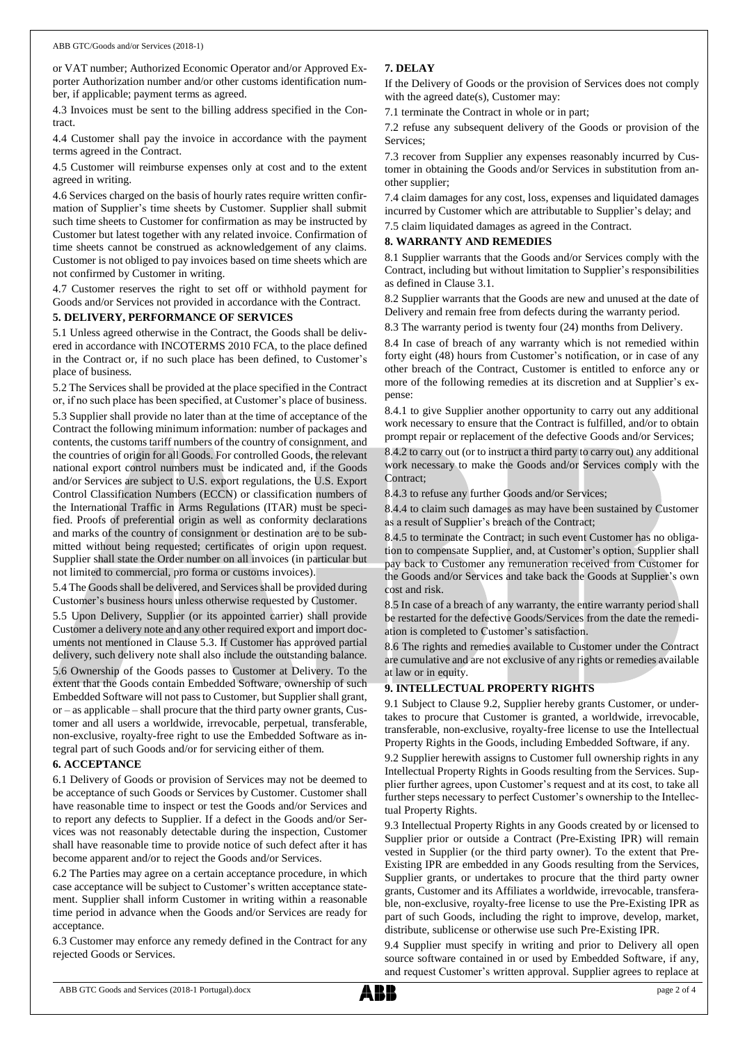or VAT number; Authorized Economic Operator and/or Approved Exporter Authorization number and/or other customs identification number, if applicable; payment terms as agreed.

4.3 Invoices must be sent to the billing address specified in the Contract.

4.4 Customer shall pay the invoice in accordance with the payment terms agreed in the Contract.

4.5 Customer will reimburse expenses only at cost and to the extent agreed in writing.

4.6 Services charged on the basis of hourly rates require written confirmation of Supplier's time sheets by Customer. Supplier shall submit such time sheets to Customer for confirmation as may be instructed by Customer but latest together with any related invoice. Confirmation of time sheets cannot be construed as acknowledgement of any claims. Customer is not obliged to pay invoices based on time sheets which are not confirmed by Customer in writing.

4.7 Customer reserves the right to set off or withhold payment for Goods and/or Services not provided in accordance with the Contract.

## 5. DELIVERY, PERFORMANCE OF SERVICES

5.1 Unless agreed otherwise in the Contract, the Goods shall be delivered in accordance with INCOTERMS 2010 FCA, to the place defined in the Contract or, if no such place has been defined, to Customer's place of business.

5.2 The Services shall be provided at the place specified in the Contract or, if no such place has been specified, at Customer's place of business.

5.3 Supplier shall provide no later than at the time of acceptance of the Contract the following minimum information: number of packages and contents, the customs tariff numbers of the country of consignment, and the countries of origin for all Goods. For controlled Goods, the relevant national export control numbers must be indicated and, if the Goods and/or Services are subject to U.S. export regulations, the U.S. Export Control Classification Numbers (ECCN) or classification numbers of the International Traffic in Arms Regulations (ITAR) must be specified. Proofs of preferential origin as well as conformity declarations and marks of the country of consignment or destination are to be submitted without being requested; certificates of origin upon request. Supplier shall state the Order number on all invoices (in particular but not limited to commercial, pro forma or customs invoices).

5.4 The Goods shall be delivered, and Services shall be provided during Customer's business hours unless otherwise requested by Customer.

5.5 Upon Delivery, Supplier (or its appointed carrier) shall provide Customer a delivery note and any other required export and import documents not mentioned in Clause 5.3. If Customer has approved partial delivery, such delivery note shall also include the outstanding balance.

5.6 Ownership of the Goods passes to Customer at Delivery. To the extent that the Goods contain Embedded Software, ownership of such Embedded Software will not pass to Customer, but Supplier shall grant, or – as applicable – shall procure that the third party owner grants, Customer and all users a worldwide, irrevocable, perpetual, transferable, non-exclusive, royalty-free right to use the Embedded Software as integral part of such Goods and/or for servicing either of them.

## 6. ACCEPTANCE

6.1 Delivery of Goods or provision of Services may not be deemed to be acceptance of such Goods or Services by Customer. Customer shall have reasonable time to inspect or test the Goods and/or Services and to report any defects to Supplier. If a defect in the Goods and/or Services was not reasonably detectable during the inspection, Customer shall have reasonable time to provide notice of such defect after it has become apparent and/or to reject the Goods and/or Services.

6.2 The Parties may agree on a certain acceptance procedure, in which case acceptance will be subject to Customer's written acceptance statement. Supplier shall inform Customer in writing within a reasonable time period in advance when the Goods and/or Services are ready for acceptance.

6.3 Customer may enforce any remedy defined in the Contract for any rejected Goods or Services.

## 7. DELAY

If the Delivery of Goods or the provision of Services does not comply with the agreed date(s), Customer may:

7.1 terminate the Contract in whole or in part;

7.2 refuse any subsequent delivery of the Goods or provision of the Services;

7.3 recover from Supplier any expenses reasonably incurred by Customer in obtaining the Goods and/or Services in substitution from another supplier;

7.4 claim damages for any cost, loss, expenses and liquidated damages incurred by Customer which are attributable to Supplier's delay; and

7.5 claim liquidated damages as agreed in the Contract.

## 8. WARRANTY AND REMEDIES

8.1 Supplier warrants that the Goods and/or Services comply with the Contract, including but without limitation to Supplier's responsibilities as defined in Clause 3.1.

8.2 Supplier warrants that the Goods are new and unused at the date of Delivery and remain free from defects during the warranty period.

8.3 The warranty period is twenty four (24) months from Delivery.

8.4 In case of breach of any warranty which is not remedied within forty eight (48) hours from Customer's notification, or in case of any other breach of the Contract, Customer is entitled to enforce any or more of the following remedies at its discretion and at Supplier's expense:

8.4.1 to give Supplier another opportunity to carry out any additional work necessary to ensure that the Contract is fulfilled, and/or to obtain prompt repair or replacement of the defective Goods and/or Services;

8.4.2 to carry out (or to instruct a third party to carry out) any additional work necessary to make the Goods and/or Services comply with the Contract;

8.4.3 to refuse any further Goods and/or Services;

8.4.4 to claim such damages as may have been sustained by Customer as a result of Supplier's breach of the Contract;

8.4.5 to terminate the Contract; in such event Customer has no obligation to compensate Supplier, and, at Customer's option, Supplier shall pay back to Customer any remuneration received from Customer for the Goods and/or Services and take back the Goods at Supplier's own cost and risk.

8.5 In case of a breach of any warranty, the entire warranty period shall be restarted for the defective Goods/Services from the date the remediation is completed to Customer's satisfaction.

8.6 The rights and remedies available to Customer under the Contract are cumulative and are not exclusive of any rights or remedies available at law or in equity.

## 9. INTELLECTUAL PROPERTY RIGHTS

9.1 Subject to Clause 9.2, Supplier hereby grants Customer, or undertakes to procure that Customer is granted, a worldwide, irrevocable, transferable, non-exclusive, royalty-free license to use the Intellectual Property Rights in the Goods, including Embedded Software, if any.

9.2 Supplier herewith assigns to Customer full ownership rights in any Intellectual Property Rights in Goods resulting from the Services. Supplier further agrees, upon Customer's request and at its cost, to take all further steps necessary to perfect Customer's ownership to the Intellectual Property Rights.

9.3 Intellectual Property Rights in any Goods created by or licensed to Supplier prior or outside a Contract (Pre-Existing IPR) will remain vested in Supplier (or the third party owner). To the extent that Pre-Existing IPR are embedded in any Goods resulting from the Services, Supplier grants, or undertakes to procure that the third party owner grants, Customer and its Affiliates a worldwide, irrevocable, transferable, non-exclusive, royalty-free license to use the Pre-Existing IPR as part of such Goods, including the right to improve, develop, market, distribute, sublicense or otherwise use such Pre-Existing IPR.

9.4 Supplier must specify in writing and prior to Delivery all open source software contained in or used by Embedded Software, if any, and request Customer's written approval. Supplier agrees to replace at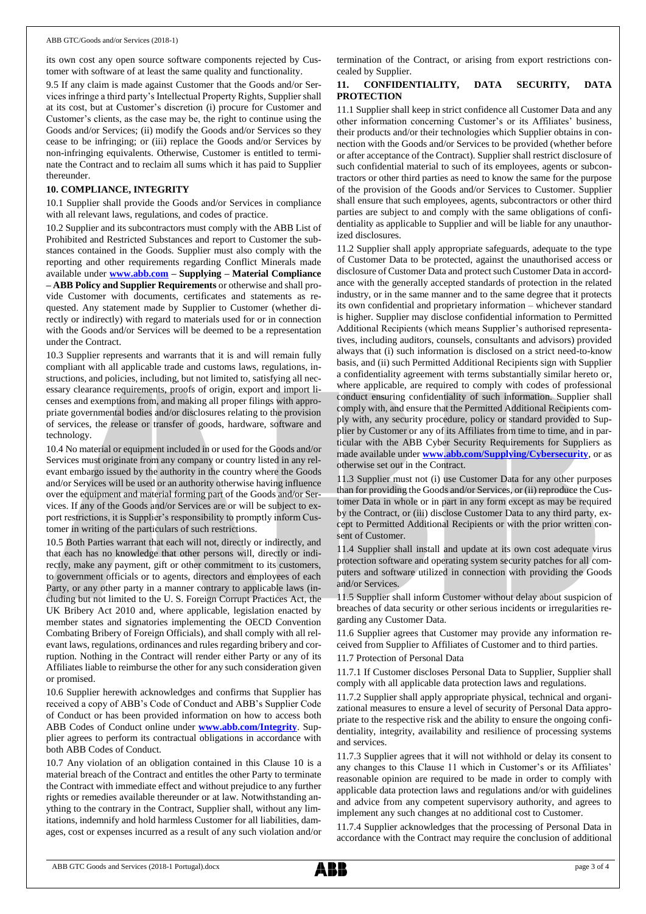its own cost any open source software components rejected by Customer with software of at least the same quality and functionality.

9.5 If any claim is made against Customer that the Goods and/or Services infringe a third party's Intellectual Property Rights, Supplier shall at its cost, but at Customer's discretion (i) procure for Customer and Customer's clients, as the case may be, the right to continue using the Goods and/or Services; (ii) modify the Goods and/or Services so they cease to be infringing; or (iii) replace the Goods and/or Services by non-infringing equivalents. Otherwise, Customer is entitled to terminate the Contract and to reclaim all sums which it has paid to Supplier thereunder.

**10. COMPLIANCE, INTEGRITY**

10.1 Supplier shall provide the Goods and/or Services in compliance with all relevant laws, regulations, and codes of practice.

10.2 Supplier and its subcontractors must comply with the ABB List of Prohibited and Restricted Substances and report to Customer the substances contained in the Goods. Supplier must also comply with the reporting and other requirements regarding Conflict Minerals made available under **www.abb.com – Supplying – Material Compliance – ABB Policy and Supplier Requirements** or otherwise and shall provide Customer with documents, certificates and statements as requested. Any statement made by Supplier to Customer (whether directly or indirectly) with regard to materials used for or in connection with the Goods and/or Services will be deemed to be a representation under the Contract.

10.3 Supplier represents and warrants that it is and will remain fully compliant with all applicable trade and customs laws, regulations, instructions, and policies, including, but not limited to, satisfying all necessary clearance requirements, proofs of origin, export and import licenses and exemptions from, and making all proper filings with appropriate governmental bodies and/or disclosures relating to the provision of services, the release or transfer of goods, hardware, software and technology.

10.4 No material or equipment included in or used for the Goods and/or Services must originate from any company or country listed in any relevant embargo issued by the authority in the country where the Goods and/or Services will be used or an authority otherwise having influence over the equipment and material forming part of the Goods and/or Services. If any of the Goods and/or Services are or will be subject to export restrictions, it is Supplier's responsibility to promptly inform Customer in writing of the particulars of such restrictions.

10.5 Both Parties warrant that each will not, directly or indirectly, and that each has no knowledge that other persons will, directly or indirectly, make any payment, gift or other commitment to its customers, to government officials or to agents, directors and employees of each Party, or any other party in a manner contrary to applicable laws (including but not limited to the U. S. Foreign Corrupt Practices Act, the UK Bribery Act 2010 and, where applicable, legislation enacted by member states and signatories implementing the OECD Convention Combating Bribery of Foreign Officials), and shall comply with all relevant laws, regulations, ordinances and rules regarding bribery and corruption. Nothing in the Contract will render either Party or any of its Affiliates liable to reimburse the other for any such consideration given or promised.

10.6 Supplier herewith acknowledges and confirms that Supplier has received a copy of ABB's Code of Conduct and ABB's Supplier Code of Conduct or has been provided information on how to access both ABB Codes of Conduct online under **www.abb.com/Integrity**. Supplier agrees to perform its contractual obligations in accordance with both ABB Codes of Conduct.

10.7 Any violation of an obligation contained in this Clause 10 is a material breach of the Contract and entitles the other Party to terminate the Contract with immediate effect and without prejudice to any further rights or remedies available thereunder or at law. Notwithstanding anything to the contrary in the Contract, Supplier shall, without any limitations, indemnify and hold harmless Customer for all liabilities, damages, cost or expenses incurred as a result of any such violation and/or termination of the Contract, or arising from export restrictions concealed by Supplier.

**11. CONFIDENTIALITY, DATA SECURITY, DATA PROTECTION**

11.1 Supplier shall keep in strict confidence all Customer Data and any other information concerning Customer's or its Affiliates' business, their products and/or their technologies which Supplier obtains in connection with the Goods and/or Services to be provided (whether before or after acceptance of the Contract). Supplier shall restrict disclosure of such confidential material to such of its employees, agents or subcontractors or other third parties as need to know the same for the purpose of the provision of the Goods and/or Services to Customer. Supplier shall ensure that such employees, agents, subcontractors or other third parties are subject to and comply with the same obligations of confidentiality as applicable to Supplier and will be liable for any unauthorized disclosures.

11.2 Supplier shall apply appropriate safeguards, adequate to the type of Customer Data to be protected, against the unauthorised access or disclosure of Customer Data and protect such Customer Data in accordance with the generally accepted standards of protection in the related industry, or in the same manner and to the same degree that it protects its own confidential and proprietary information – whichever standard is higher. Supplier may disclose confidential information to Permitted Additional Recipients (which means Supplier's authorised representatives, including auditors, counsels, consultants and advisors) provided always that (i) such information is disclosed on a strict need-to-know basis, and (ii) such Permitted Additional Recipients sign with Supplier a confidentiality agreement with terms substantially similar hereto or, where applicable, are required to comply with codes of professional conduct ensuring confidentiality of such information. Supplier shall comply with, and ensure that the Permitted Additional Recipients comply with, any security procedure, policy or standard provided to Supplier by Customer or any of its Affiliates from time to time, and in particular with the ABB Cyber Security Requirements for Suppliers as made available under **www.abb.com/Supplying/Cybersecurity**, or as otherwise set out in the Contract.

11.3 Supplier must not (i) use Customer Data for any other purposes than for providing the Goods and/or Services, or (ii) reproduce the Customer Data in whole or in part in any form except as may be required by the Contract, or (iii) disclose Customer Data to any third party, except to Permitted Additional Recipients or with the prior written consent of Customer.

11.4 Supplier shall install and update at its own cost adequate virus protection software and operating system security patches for all computers and software utilized in connection with providing the Goods and/or Services.

11.5 Supplier shall inform Customer without delay about suspicion of breaches of data security or other serious incidents or irregularities regarding any Customer Data.

11.6 Supplier agrees that Customer may provide any information received from Supplier to Affiliates of Customer and to third parties.

11.7 Protection of Personal Data

11.7.1 If Customer discloses Personal Data to Supplier, Supplier shall comply with all applicable data protection laws and regulations.

11.7.2 Supplier shall apply appropriate physical, technical and organizational measures to ensure a level of security of Personal Data appropriate to the respective risk and the ability to ensure the ongoing confidentiality, integrity, availability and resilience of processing systems and services.

11.7.3 Supplier agrees that it will not withhold or delay its consent to any changes to this Clause 11 which in Customer's or its Affiliates' reasonable opinion are required to be made in order to comply with applicable data protection laws and regulations and/or with guidelines and advice from any competent supervisory authority, and agrees to implement any such changes at no additional cost to Customer.

11.7.4 Supplier acknowledges that the processing of Personal Data in accordance with the Contract may require the conclusion of additional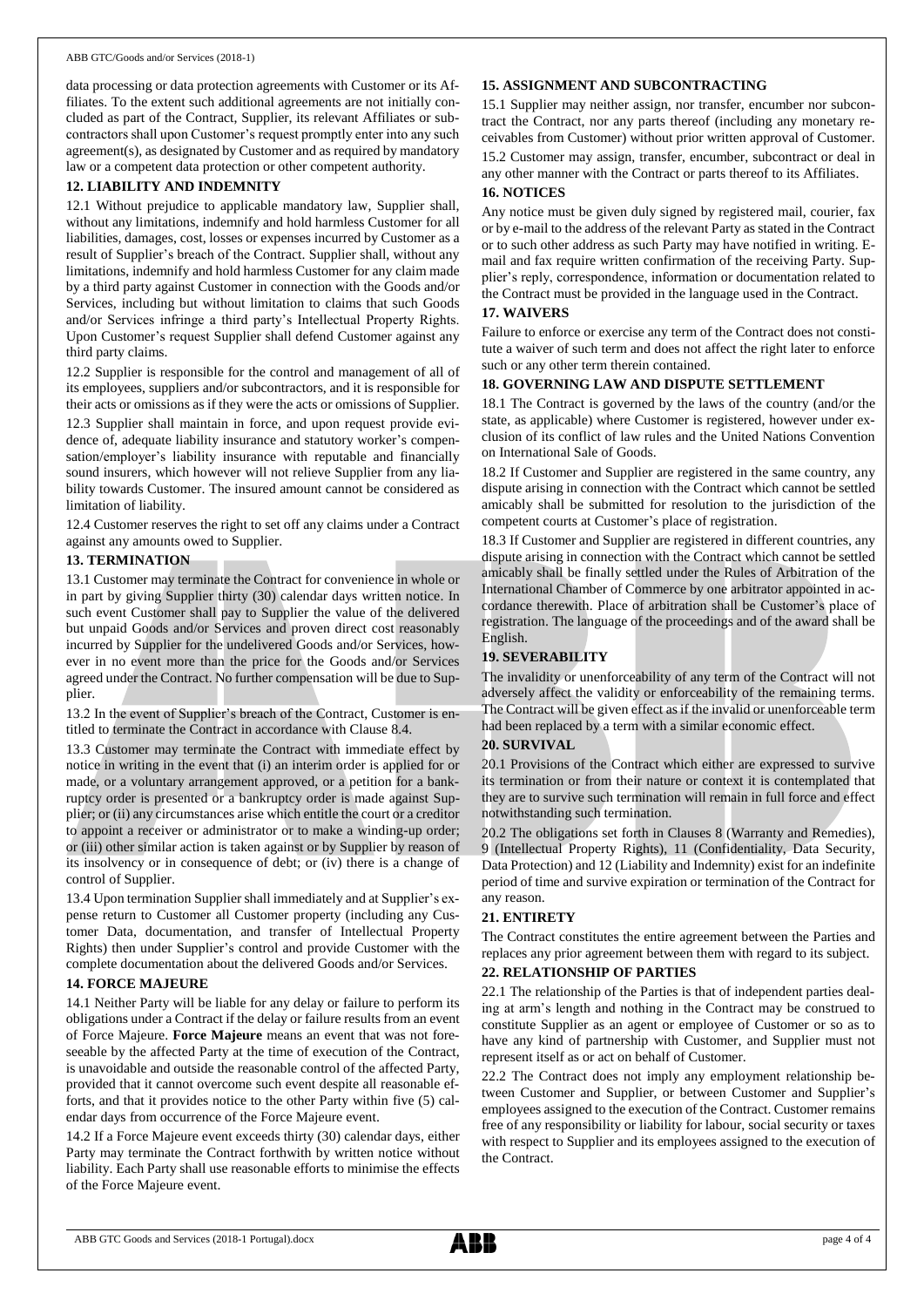data processing or data protection agreements with Customer or its Affiliates. To the extent such additional agreements are not initially concluded as part of the Contract, Supplier, its relevant Affiliates or subcontractors shall upon Customer's request promptly enter into any such agreement(s), as designated by Customer and as required by mandatory law or a competent data protection or other competent authority.

## 12. LIABILITY AND INDEMNITY

12.1 Without prejudice to applicable mandatory law, Supplier shall, without any limitations, indemnify and hold harmless Customer for all liabilities, damages, cost, losses or expenses incurred by Customer as a result of Supplier's breach of the Contract. Supplier shall, without any limitations, indemnify and hold harmless Customer for any claim made by a third party against Customer in connection with the Goods and/or Services, including but without limitation to claims that such Goods and/or Services infringe a third party's Intellectual Property Rights. Upon Customer's request Supplier shall defend Customer against any third party claims.

12.2 Supplier is responsible for the control and management of all of its employees, suppliers and/or subcontractors, and it is responsible for their acts or omissions as if they were the acts or omissions of Supplier.

12.3 Supplier shall maintain in force, and upon request provide evidence of, adequate liability insurance and statutory worker's compensation/employer's liability insurance with reputable and financially sound insurers, which however will not relieve Supplier from any liability towards Customer. The insured amount cannot be considered as limitation of liability.

12.4 Customer reserves the right to set off any claims under a Contract against any amounts owed to Supplier.

## 13. TERMINATION

13.1 Customer may terminate the Contract for convenience in whole or in part by giving Supplier thirty (30) calendar days written notice. In such event Customer shall pay to Supplier the value of the delivered but unpaid Goods and/or Services and proven direct cost reasonably incurred by Supplier for the undelivered Goods and/or Services, however in no event more than the price for the Goods and/or Services agreed under the Contract. No further compensation will be due to Supplier.

13.2 In the event of Supplier's breach of the Contract, Customer is entitled to terminate the Contract in accordance with Clause 8.4.

13.3 Customer may terminate the Contract with immediate effect by notice in writing in the event that (i) an interim order is applied for or made, or a voluntary arrangement approved, or a petition for a bankruptcy order is presented or a bankruptcy order is made against Supplier; or (ii) any circumstances arise which entitle the court or a creditor to appoint a receiver or administrator or to make a winding-up order; or (iii) other similar action is taken against or by Supplier by reason of its insolvency or in consequence of debt; or (iv) there is a change of control of Supplier.

13.4 Upon termination Supplier shall immediately and at Supplier's expense return to Customer all Customer property (including any Customer Data, documentation, and transfer of Intellectual Property Rights) then under Supplier's control and provide Customer with the complete documentation about the delivered Goods and/or Services.

## 14. FORCE MAJEURE

14.1 Neither Party will be liable for any delay or failure to perform its obligations under a Contract if the delay or failure results from an event of Force Majeure. **Force Majeure** means an event that was not foreseeable by the affected Party at the time of execution of the Contract, is unavoidable and outside the reasonable control of the affected Party, provided that it cannot overcome such event despite all reasonable efforts, and that it provides notice to the other Party within five (5) calendar days from occurrence of the Force Majeure event.

14.2 If a Force Majeure event exceeds thirty (30) calendar days, either Party may terminate the Contract forthwith by written notice without liability. Each Party shall use reasonable efforts to minimise the effects of the Force Majeure event.

## 15. ASSIGNMENT AND SUBCONTRACTING

15.1 Supplier may neither assign, nor transfer, encumber nor subcontract the Contract, nor any parts thereof (including any monetary receivables from Customer) without prior written approval of Customer.

15.2 Customer may assign, transfer, encumber, subcontract or deal in any other manner with the Contract or parts thereof to its Affiliates.

## 16. NOTICES

Any notice must be given duly signed by registered mail, courier, fax or by e-mail to the address of the relevant Party as stated in the Contract or to such other address as such Party may have notified in writing. E-mail and fax require written confirmation of the receiving Party. Supplier's reply, correspondence, information or documentation related to the Contract must be provided in the language used in the Contract.

## 17. WAIVERS

Failure to enforce or exercise any term of the Contract does not constitute a waiver of such term and does not affect the right later to enforce such or any other term therein contained.

## 18. GOVERNING LAW AND DISPUTE SETTLEMENT

18.1 The Contract is governed by the laws of the country (and/or the state, as applicable) where Customer is registered, however under exclusion of its conflict of law rules and the United Nations Convention on International Sale of Goods.

18.2 If Customer and Supplier are registered in the same country, any dispute arising in connection with the Contract which cannot be settled amicably shall be submitted for resolution to the jurisdiction of the competent courts at Customer's place of registration.

18.3 If Customer and Supplier are registered in different countries, any dispute arising in connection with the Contract which cannot be settled amicably shall be finally settled under the Rules of Arbitration of the International Chamber of Commerce by one arbitrator appointed in accordance therewith. Place of arbitration shall be Customer's place of registration. The language of the proceedings and of the award shall be English.

## 19. SEVERABILITY

The invalidity or unenforceability of any term of the Contract will not adversely affect the validity or enforceability of the remaining terms. The Contract will be given effect as if the invalid or unenforceable term had been replaced by a term with a similar economic effect.

## 20. SURVIVAL

20.1 Provisions of the Contract which either are expressed to survive its termination or from their nature or context it is contemplated that they are to survive such termination will remain in full force and effect notwithstanding such termination.

20.2 The obligations set forth in Clauses 8 (Warranty and Remedies), 9 (Intellectual Property Rights), 11 (Confidentiality, Data Security, Data Protection) and 12 (Liability and Indemnity) exist for an indefinite period of time and survive expiration or termination of the Contract for any reason.

## 21. ENTIRETY

The Contract constitutes the entire agreement between the Parties and replaces any prior agreement between them with regard to its subject.

## 22. RELATIONSHIP OF PARTIES

22.1 The relationship of the Parties is that of independent parties dealing at arm's length and nothing in the Contract may be construed to constitute Supplier as an agent or employee of Customer or so as to have any kind of partnership with Customer, and Supplier must not represent itself as or act on behalf of Customer.

22.2 The Contract does not imply any employment relationship between Customer and Supplier, or between Customer and Supplier's employees assigned to the execution of the Contract. Customer remains free of any responsibility or liability for labour, social security or taxes with respect to Supplier and its employees assigned to the execution of the Contract.